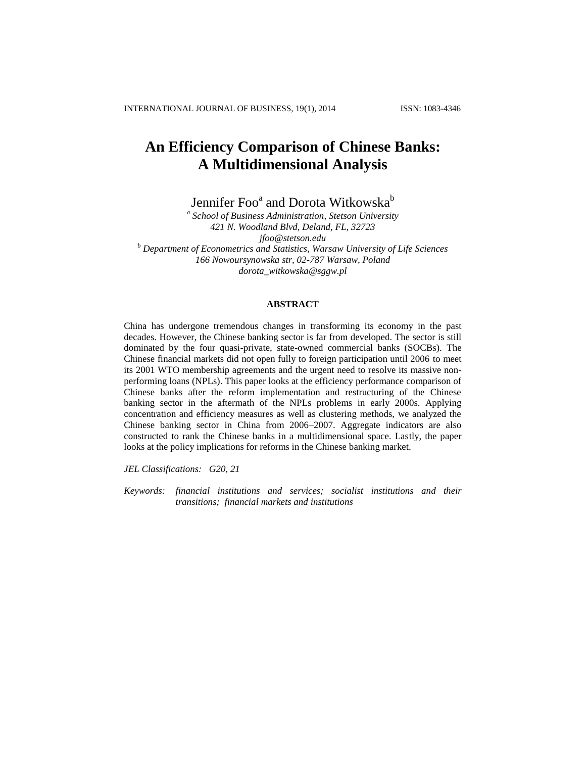# An Efficiency Comparison of Chinese Banks: A Multidimensional Analysis

Jennifer Foo[a] and Dorota Witkowska[b]

[a] *School of Business Administration, Stetson University*
*421 N. Woodland Blvd, Deland, FL, 32723*
*jfoo@stetson.edu*

[b] *Department of Econometrics and Statistics, Warsaw University of Life Sciences*
*166 Nowoursynowska str, 02-787 Warsaw, Poland*
*dorota_witkowska@sggw.pl*

## ABSTRACT

China has undergone tremendous changes in transforming its economy in the past decades. However, the Chinese banking sector is far from developed. The sector is still dominated by the four quasi-private, state-owned commercial banks (SOCBs). The Chinese financial markets did not open fully to foreign participation until 2006 to meet its 2001 WTO membership agreements and the urgent need to resolve its massive non-performing loans (NPLs). This paper looks at the efficiency performance comparison of Chinese banks after the reform implementation and restructuring of the Chinese banking sector in the aftermath of the NPLs problems in early 2000s. Applying concentration and efficiency measures as well as clustering methods, we analyzed the Chinese banking sector in China from 2006–2007. Aggregate indicators are also constructed to rank the Chinese banks in a multidimensional space. Lastly, the paper looks at the policy implications for reforms in the Chinese banking market.

*JEL Classifications:* *G20, 21*

*Keywords:* *financial institutions and services; socialist institutions and their transitions; financial markets and institutions*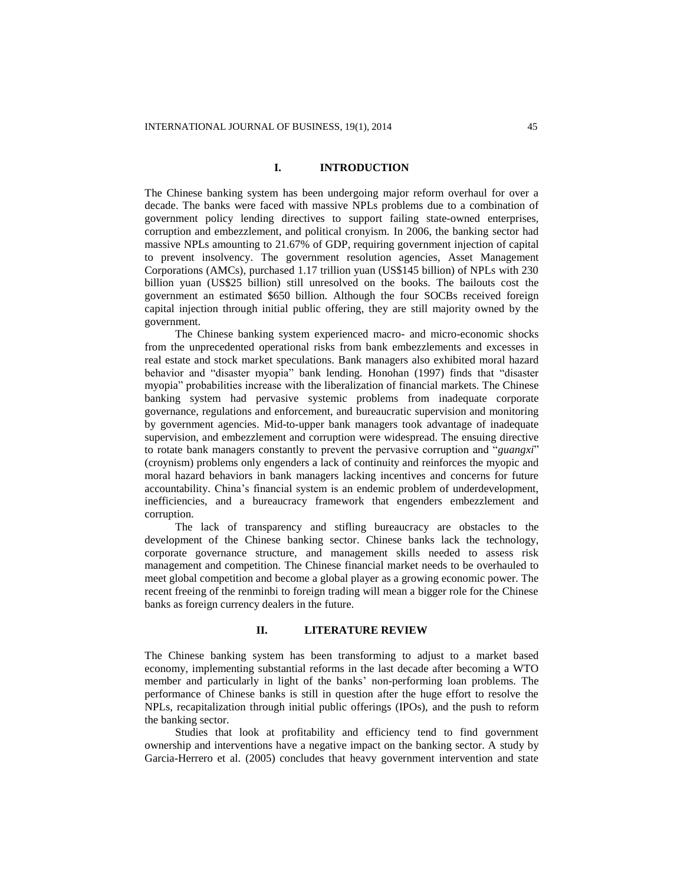## I. INTRODUCTION

The Chinese banking system has been undergoing major reform overhaul for over a decade. The banks were faced with massive NPLs problems due to a combination of government policy lending directives to support failing state-owned enterprises, corruption and embezzlement, and political cronyism. In 2006, the banking sector had massive NPLs amounting to 21.67% of GDP, requiring government injection of capital to prevent insolvency. The government resolution agencies, Asset Management Corporations (AMCs), purchased 1.17 trillion yuan (US$145 billion) of NPLs with 230 billion yuan (US$25 billion) still unresolved on the books. The bailouts cost the government an estimated $650 billion. Although the four SOCBs received foreign capital injection through initial public offering, they are still majority owned by the government.

The Chinese banking system experienced macro- and micro-economic shocks from the unprecedented operational risks from bank embezzlements and excesses in real estate and stock market speculations. Bank managers also exhibited moral hazard behavior and "disaster myopia" bank lending. Honohan (1997) finds that "disaster myopia" probabilities increase with the liberalization of financial markets. The Chinese banking system had pervasive systemic problems from inadequate corporate governance, regulations and enforcement, and bureaucratic supervision and monitoring by government agencies. Mid-to-upper bank managers took advantage of inadequate supervision, and embezzlement and corruption were widespread. The ensuing directive to rotate bank managers constantly to prevent the pervasive corruption and "*guangxi*" (croynism) problems only engenders a lack of continuity and reinforces the myopic and moral hazard behaviors in bank managers lacking incentives and concerns for future accountability. China's financial system is an endemic problem of underdevelopment, inefficiencies, and a bureaucracy framework that engenders embezzlement and corruption.

The lack of transparency and stifling bureaucracy are obstacles to the development of the Chinese banking sector. Chinese banks lack the technology, corporate governance structure, and management skills needed to assess risk management and competition. The Chinese financial market needs to be overhauled to meet global competition and become a global player as a growing economic power. The recent freeing of the renminbi to foreign trading will mean a bigger role for the Chinese banks as foreign currency dealers in the future.

## II. LITERATURE REVIEW

The Chinese banking system has been transforming to adjust to a market based economy, implementing substantial reforms in the last decade after becoming a WTO member and particularly in light of the banks' non-performing loan problems. The performance of Chinese banks is still in question after the huge effort to resolve the NPLs, recapitalization through initial public offerings (IPOs), and the push to reform the banking sector.

Studies that look at profitability and efficiency tend to find government ownership and interventions have a negative impact on the banking sector. A study by Garcia-Herrero et al. (2005) concludes that heavy government intervention and state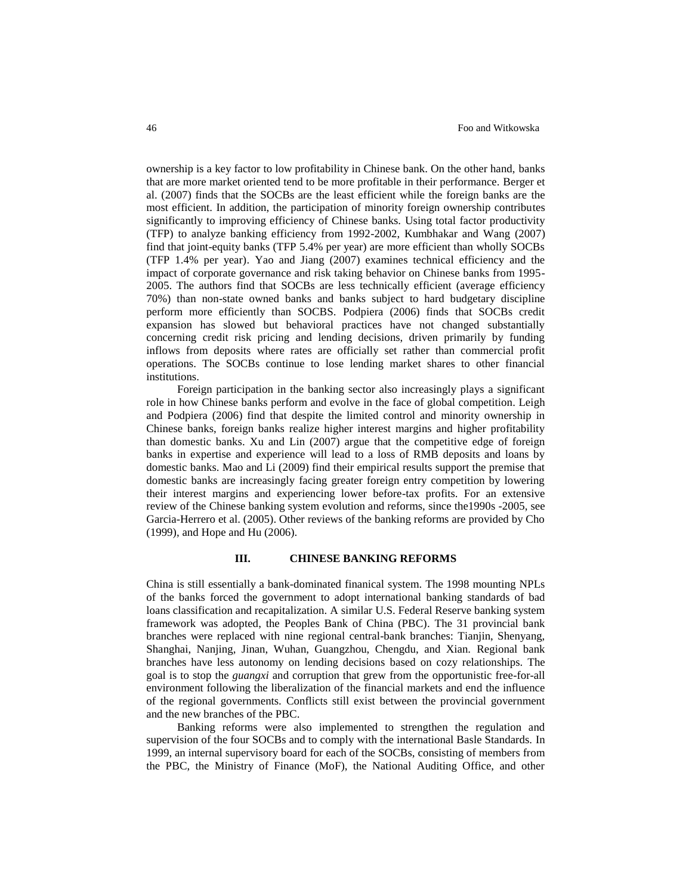ownership is a key factor to low profitability in Chinese bank. On the other hand, banks that are more market oriented tend to be more profitable in their performance. Berger et al. (2007) finds that the SOCBs are the least efficient while the foreign banks are the most efficient. In addition, the participation of minority foreign ownership contributes significantly to improving efficiency of Chinese banks. Using total factor productivity (TFP) to analyze banking efficiency from 1992-2002, Kumbhakar and Wang (2007) find that joint-equity banks (TFP 5.4% per year) are more efficient than wholly SOCBs (TFP 1.4% per year). Yao and Jiang (2007) examines technical efficiency and the impact of corporate governance and risk taking behavior on Chinese banks from 1995-2005. The authors find that SOCBs are less technically efficient (average efficiency 70%) than non-state owned banks and banks subject to hard budgetary discipline perform more efficiently than SOCBS. Podpiera (2006) finds that SOCBs credit expansion has slowed but behavioral practices have not changed substantially concerning credit risk pricing and lending decisions, driven primarily by funding inflows from deposits where rates are officially set rather than commercial profit operations. The SOCBs continue to lose lending market shares to other financial institutions.

Foreign participation in the banking sector also increasingly plays a significant role in how Chinese banks perform and evolve in the face of global competition. Leigh and Podpiera (2006) find that despite the limited control and minority ownership in Chinese banks, foreign banks realize higher interest margins and higher profitability than domestic banks. Xu and Lin (2007) argue that the competitive edge of foreign banks in expertise and experience will lead to a loss of RMB deposits and loans by domestic banks. Mao and Li (2009) find their empirical results support the premise that domestic banks are increasingly facing greater foreign entry competition by lowering their interest margins and experiencing lower before-tax profits. For an extensive review of the Chinese banking system evolution and reforms, since the1990s -2005, see Garcia-Herrero et al. (2005). Other reviews of the banking reforms are provided by Cho (1999), and Hope and Hu (2006).

## III. CHINESE BANKING REFORMS

China is still essentially a bank-dominated finanical system. The 1998 mounting NPLs of the banks forced the government to adopt international banking standards of bad loans classification and recapitalization. A similar U.S. Federal Reserve banking system framework was adopted, the Peoples Bank of China (PBC). The 31 provincial bank branches were replaced with nine regional central-bank branches: Tianjin, Shenyang, Shanghai, Nanjing, Jinan, Wuhan, Guangzhou, Chengdu, and Xian. Regional bank branches have less autonomy on lending decisions based on cozy relationships. The goal is to stop the *guangxi* and corruption that grew from the opportunistic free-for-all environment following the liberalization of the financial markets and end the influence of the regional governments. Conflicts still exist between the provincial government and the new branches of the PBC.

Banking reforms were also implemented to strengthen the regulation and supervision of the four SOCBs and to comply with the international Basle Standards. In 1999, an internal supervisory board for each of the SOCBs, consisting of members from the PBC, the Ministry of Finance (MoF), the National Auditing Office, and other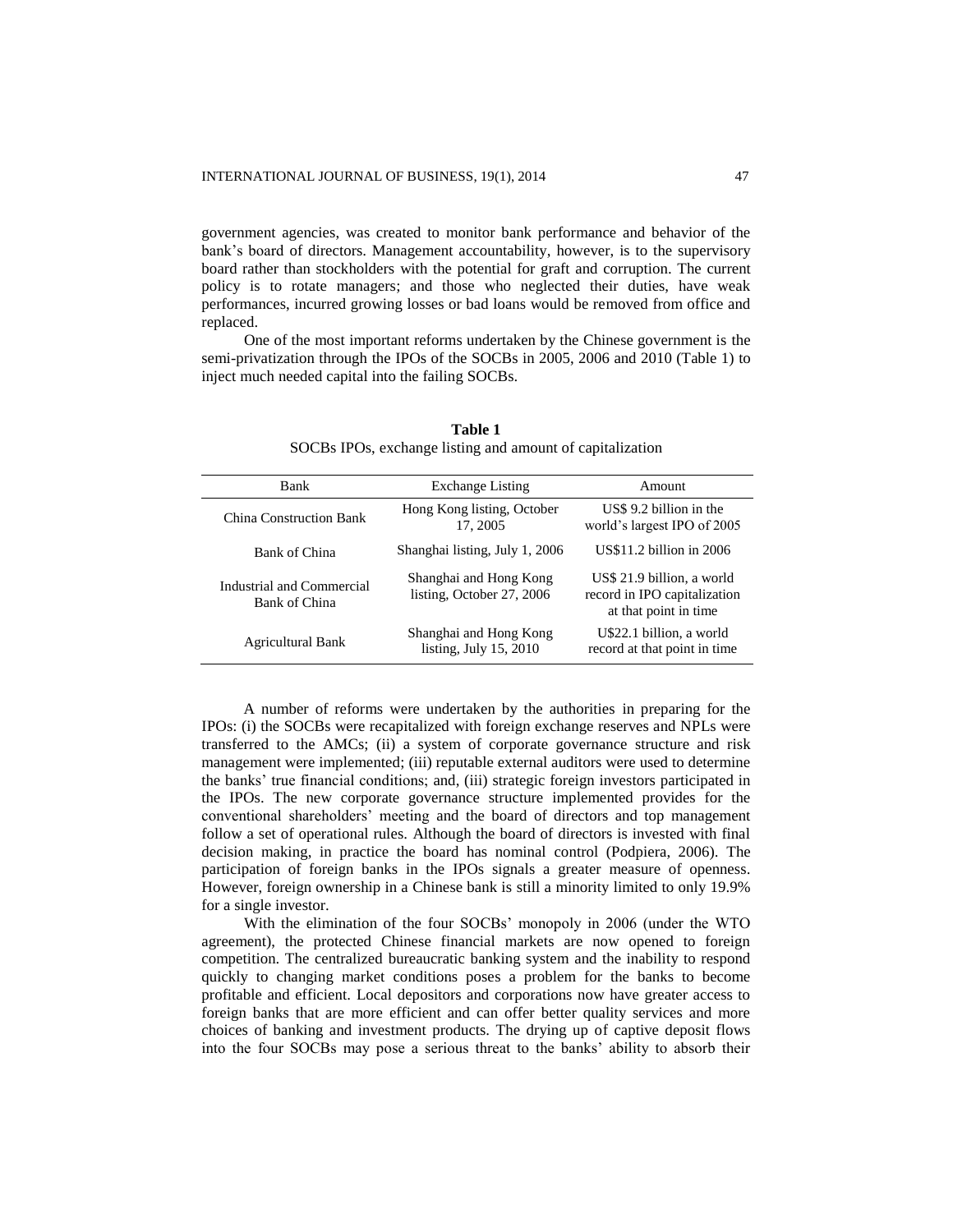government agencies, was created to monitor bank performance and behavior of the bank's board of directors. Management accountability, however, is to the supervisory board rather than stockholders with the potential for graft and corruption. The current policy is to rotate managers; and those who neglected their duties, have weak performances, incurred growing losses or bad loans would be removed from office and replaced.

One of the most important reforms undertaken by the Chinese government is the semi-privatization through the IPOs of the SOCBs in 2005, 2006 and 2010 (Table 1) to inject much needed capital into the failing SOCBs.

**Table 1**
SOCBs IPOs, exchange listing and amount of capitalization

| Bank | Exchange Listing | Amount |
|---|---|---|
| China Construction Bank | Hong Kong listing, October 17, 2005 | US$ 9.2 billion in the world's largest IPO of 2005 |
| Bank of China | Shanghai listing, July 1, 2006 | US$11.2 billion in 2006 |
| Industrial and Commercial Bank of China | Shanghai and Hong Kong listing, October 27, 2006 | US$ 21.9 billion, a world record in IPO capitalization at that point in time |
| Agricultural Bank | Shanghai and Hong Kong listing, July 15, 2010 | U$22.1 billion, a world record at that point in time |

A number of reforms were undertaken by the authorities in preparing for the IPOs: (i) the SOCBs were recapitalized with foreign exchange reserves and NPLs were transferred to the AMCs; (ii) a system of corporate governance structure and risk management were implemented; (iii) reputable external auditors were used to determine the banks' true financial conditions; and, (iii) strategic foreign investors participated in the IPOs. The new corporate governance structure implemented provides for the conventional shareholders' meeting and the board of directors and top management follow a set of operational rules. Although the board of directors is invested with final decision making, in practice the board has nominal control (Podpiera, 2006). The participation of foreign banks in the IPOs signals a greater measure of openness. However, foreign ownership in a Chinese bank is still a minority limited to only 19.9% for a single investor.

With the elimination of the four SOCBs' monopoly in 2006 (under the WTO agreement), the protected Chinese financial markets are now opened to foreign competition. The centralized bureaucratic banking system and the inability to respond quickly to changing market conditions poses a problem for the banks to become profitable and efficient. Local depositors and corporations now have greater access to foreign banks that are more efficient and can offer better quality services and more choices of banking and investment products. The drying up of captive deposit flows into the four SOCBs may pose a serious threat to the banks' ability to absorb their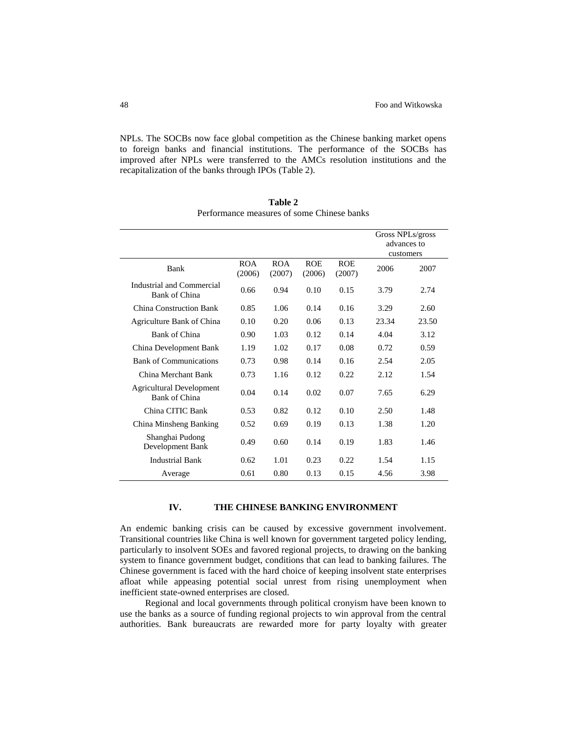NPLs. The SOCBs now face global competition as the Chinese banking market opens to foreign banks and financial institutions. The performance of the SOCBs has improved after NPLs were transferred to the AMCs resolution institutions and the recapitalization of the banks through IPOs (Table 2).

**Table 2**
Performance measures of some Chinese banks

| | | | | | Gross NPLs/gross advances to customers | |
|---|---|---|---|---|---|---|
| Bank | ROA (2006) | ROA (2007) | ROE (2006) | ROE (2007) | 2006 | 2007 |
| Industrial and Commercial Bank of China | 0.66 | 0.94 | 0.10 | 0.15 | 3.79 | 2.74 |
| China Construction Bank | 0.85 | 1.06 | 0.14 | 0.16 | 3.29 | 2.60 |
| Agriculture Bank of China | 0.10 | 0.20 | 0.06 | 0.13 | 23.34 | 23.50 |
| Bank of China | 0.90 | 1.03 | 0.12 | 0.14 | 4.04 | 3.12 |
| China Development Bank | 1.19 | 1.02 | 0.17 | 0.08 | 0.72 | 0.59 |
| Bank of Communications | 0.73 | 0.98 | 0.14 | 0.16 | 2.54 | 2.05 |
| China Merchant Bank | 0.73 | 1.16 | 0.12 | 0.22 | 2.12 | 1.54 |
| Agricultural Development Bank of China | 0.04 | 0.14 | 0.02 | 0.07 | 7.65 | 6.29 |
| China CITIC Bank | 0.53 | 0.82 | 0.12 | 0.10 | 2.50 | 1.48 |
| China Minsheng Banking | 0.52 | 0.69 | 0.19 | 0.13 | 1.38 | 1.20 |
| Shanghai Pudong Development Bank | 0.49 | 0.60 | 0.14 | 0.19 | 1.83 | 1.46 |
| Industrial Bank | 0.62 | 1.01 | 0.23 | 0.22 | 1.54 | 1.15 |
| Average | 0.61 | 0.80 | 0.13 | 0.15 | 4.56 | 3.98 |

## IV. THE CHINESE BANKING ENVIRONMENT

An endemic banking crisis can be caused by excessive government involvement. Transitional countries like China is well known for government targeted policy lending, particularly to insolvent SOEs and favored regional projects, to drawing on the banking system to finance government budget, conditions that can lead to banking failures. The Chinese government is faced with the hard choice of keeping insolvent state enterprises afloat while appeasing potential social unrest from rising unemployment when inefficient state-owned enterprises are closed.

Regional and local governments through political cronyism have been known to use the banks as a source of funding regional projects to win approval from the central authorities. Bank bureaucrats are rewarded more for party loyalty with greater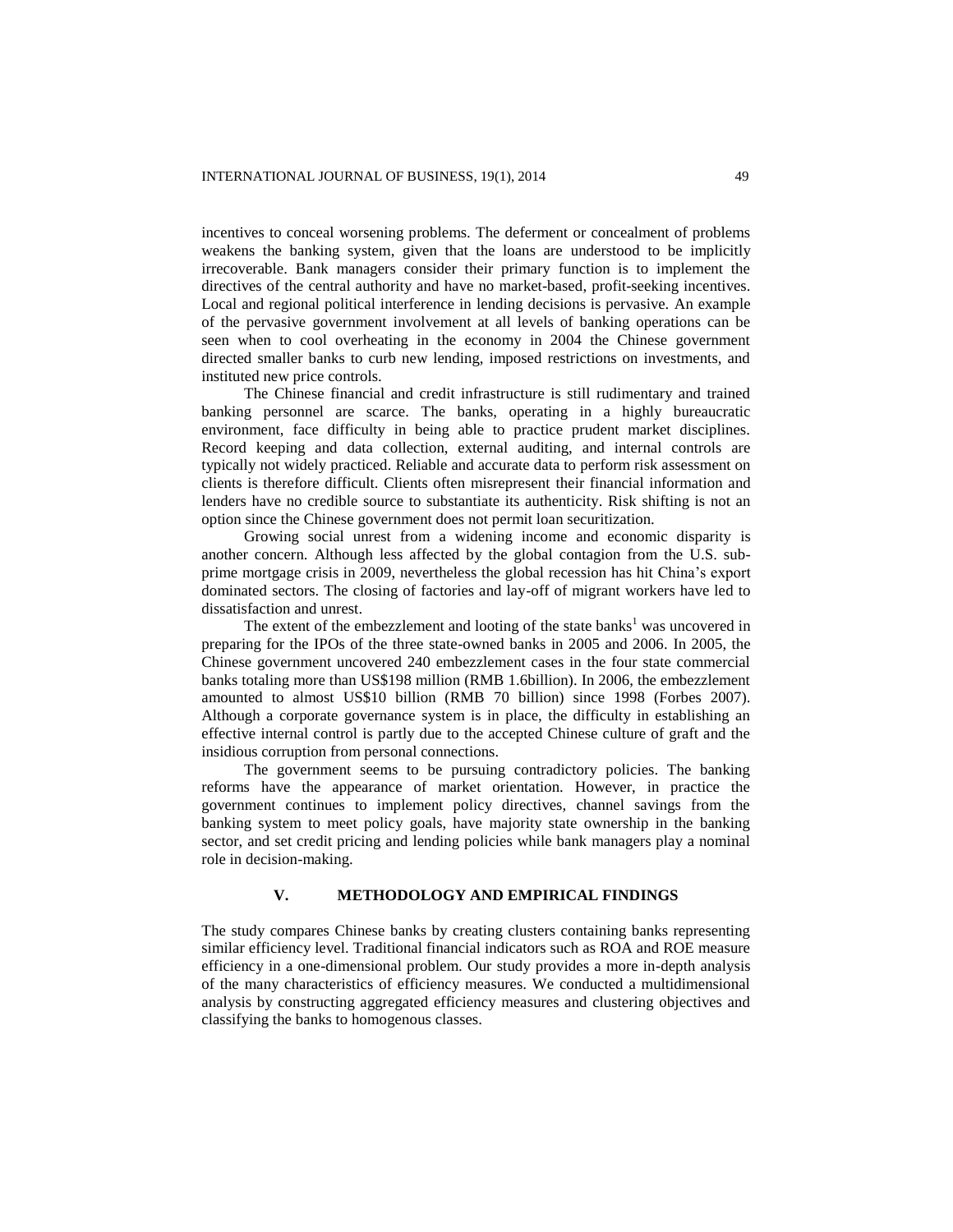incentives to conceal worsening problems. The deferment or concealment of problems weakens the banking system, given that the loans are understood to be implicitly irrecoverable. Bank managers consider their primary function is to implement the directives of the central authority and have no market-based, profit-seeking incentives. Local and regional political interference in lending decisions is pervasive. An example of the pervasive government involvement at all levels of banking operations can be seen when to cool overheating in the economy in 2004 the Chinese government directed smaller banks to curb new lending, imposed restrictions on investments, and instituted new price controls.

The Chinese financial and credit infrastructure is still rudimentary and trained banking personnel are scarce. The banks, operating in a highly bureaucratic environment, face difficulty in being able to practice prudent market disciplines. Record keeping and data collection, external auditing, and internal controls are typically not widely practiced. Reliable and accurate data to perform risk assessment on clients is therefore difficult. Clients often misrepresent their financial information and lenders have no credible source to substantiate its authenticity. Risk shifting is not an option since the Chinese government does not permit loan securitization.

Growing social unrest from a widening income and economic disparity is another concern. Although less affected by the global contagion from the U.S. sub-prime mortgage crisis in 2009, nevertheless the global recession has hit China's export dominated sectors. The closing of factories and lay-off of migrant workers have led to dissatisfaction and unrest.

The extent of the embezzlement and looting of the state banks[1] was uncovered in preparing for the IPOs of the three state-owned banks in 2005 and 2006. In 2005, the Chinese government uncovered 240 embezzlement cases in the four state commercial banks totaling more than US$198 million (RMB 1.6billion). In 2006, the embezzlement amounted to almost US$10 billion (RMB 70 billion) since 1998 (Forbes 2007). Although a corporate governance system is in place, the difficulty in establishing an effective internal control is partly due to the accepted Chinese culture of graft and the insidious corruption from personal connections.

The government seems to be pursuing contradictory policies. The banking reforms have the appearance of market orientation. However, in practice the government continues to implement policy directives, channel savings from the banking system to meet policy goals, have majority state ownership in the banking sector, and set credit pricing and lending policies while bank managers play a nominal role in decision-making.

## V. METHODOLOGY AND EMPIRICAL FINDINGS

The study compares Chinese banks by creating clusters containing banks representing similar efficiency level. Traditional financial indicators such as ROA and ROE measure efficiency in a one-dimensional problem. Our study provides a more in-depth analysis of the many characteristics of efficiency measures. We conducted a multidimensional analysis by constructing aggregated efficiency measures and clustering objectives and classifying the banks to homogenous classes.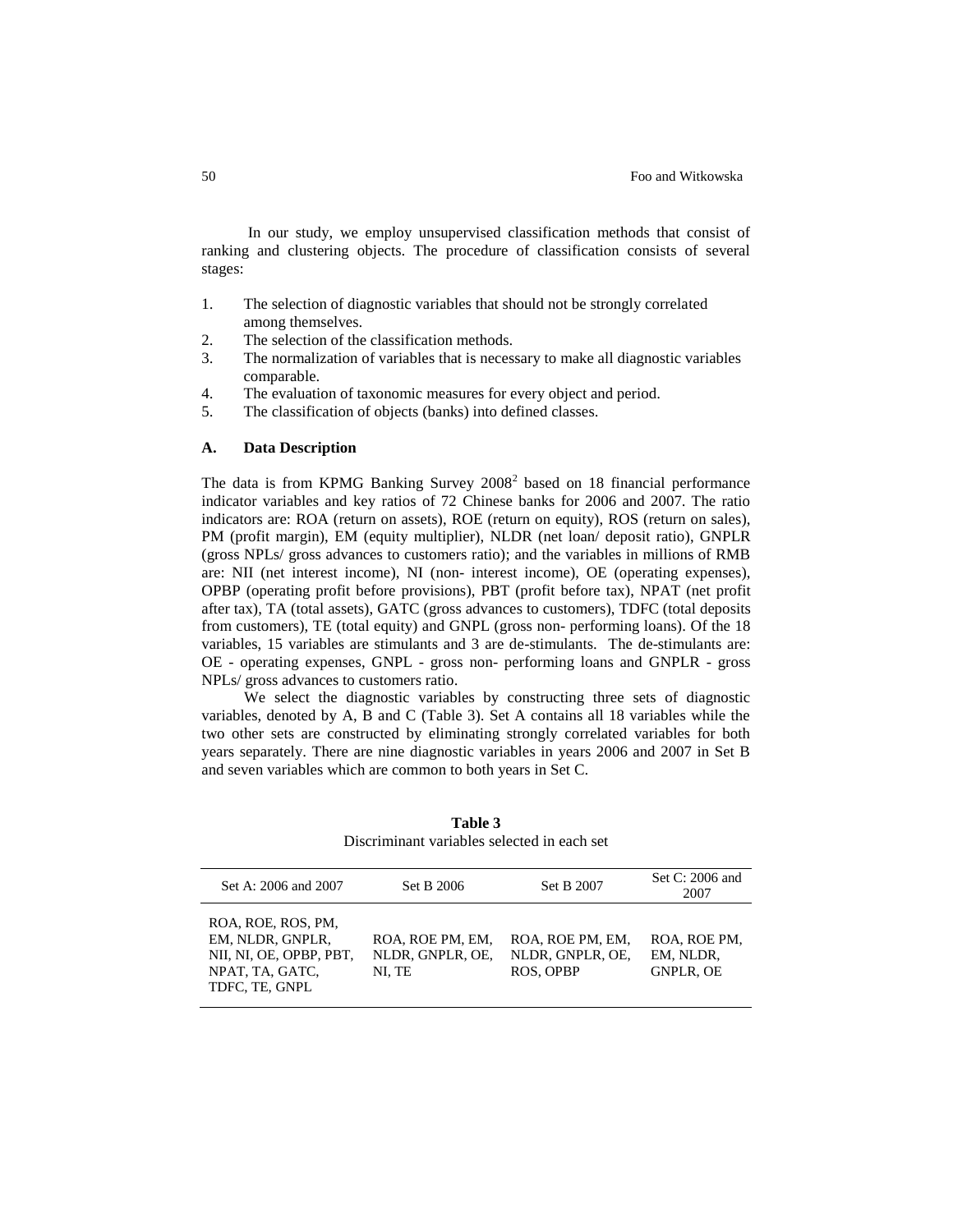In our study, we employ unsupervised classification methods that consist of ranking and clustering objects. The procedure of classification consists of several stages:

1. The selection of diagnostic variables that should not be strongly correlated among themselves.
2. The selection of the classification methods.
3. The normalization of variables that is necessary to make all diagnostic variables comparable.
4. The evaluation of taxonomic measures for every object and period.
5. The classification of objects (banks) into defined classes.

### A. Data Description

The data is from KPMG Banking Survey 2008[2] based on 18 financial performance indicator variables and key ratios of 72 Chinese banks for 2006 and 2007. The ratio indicators are: ROA (return on assets), ROE (return on equity), ROS (return on sales), PM (profit margin), EM (equity multiplier), NLDR (net loan/ deposit ratio), GNPLR (gross NPLs/ gross advances to customers ratio); and the variables in millions of RMB are: NII (net interest income), NI (non- interest income), OE (operating expenses), OPBP (operating profit before provisions), PBT (profit before tax), NPAT (net profit after tax), TA (total assets), GATC (gross advances to customers), TDFC (total deposits from customers), TE (total equity) and GNPL (gross non- performing loans). Of the 18 variables, 15 variables are stimulants and 3 are de-stimulants. The de-stimulants are: OE - operating expenses, GNPL - gross non- performing loans and GNPLR - gross NPLs/ gross advances to customers ratio.

We select the diagnostic variables by constructing three sets of diagnostic variables, denoted by A, B and C (Table 3). Set A contains all 18 variables while the two other sets are constructed by eliminating strongly correlated variables for both years separately. There are nine diagnostic variables in years 2006 and 2007 in Set B and seven variables which are common to both years in Set C.

**Table 3**
Discriminant variables selected in each set

| Set A: 2006 and 2007 | Set B 2006 | Set B 2007 | Set C: 2006 and 2007 |
|---|---|---|---|
| ROA, ROE, ROS, PM, EM, NLDR, GNPLR, NII, NI, OE, OPBP, PBT, NPAT, TA, GATC, TDFC, TE, GNPL | ROA, ROE PM, EM, NLDR, GNPLR, OE, NI, TE | ROA, ROE PM, EM, NLDR, GNPLR, OE, ROS, OPBP | ROA, ROE PM, EM, NLDR, GNPLR, OE |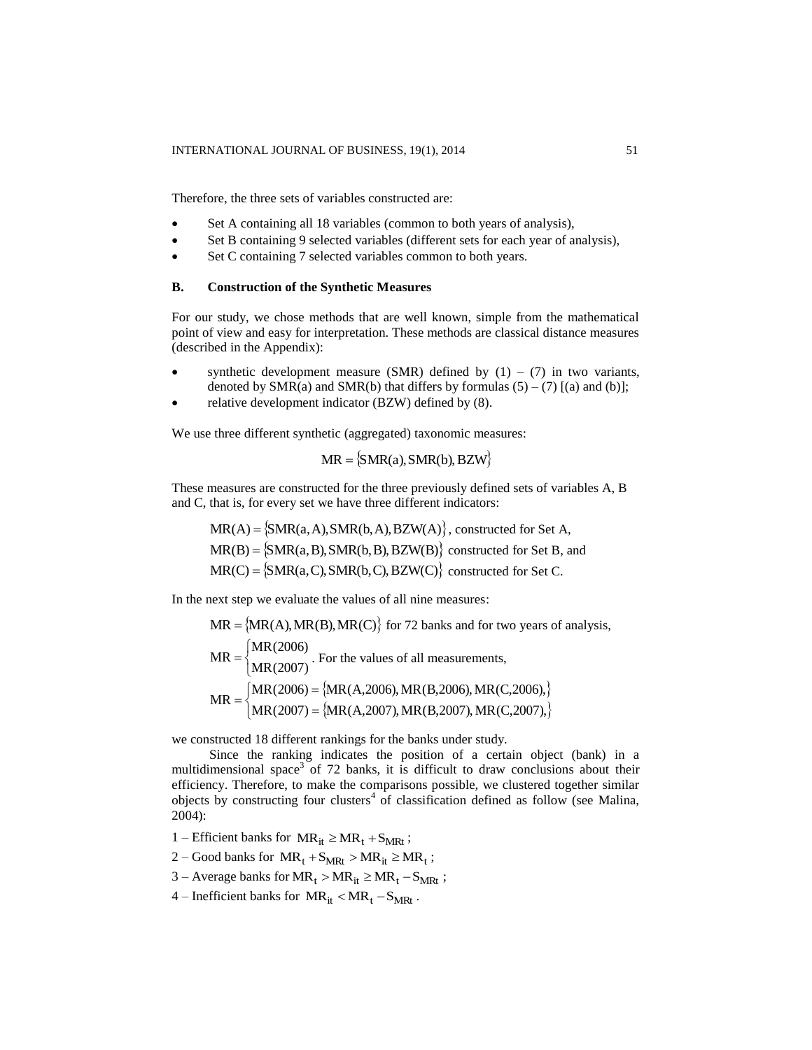Therefore, the three sets of variables constructed are:

- Set A containing all 18 variables (common to both years of analysis),
- Set B containing 9 selected variables (different sets for each year of analysis),
- Set C containing 7 selected variables common to both years.

### B. Construction of the Synthetic Measures

For our study, we chose methods that are well known, simple from the mathematical point of view and easy for interpretation. These methods are classical distance measures (described in the Appendix):

- synthetic development measure (SMR) defined by (1) – (7) in two variants, denoted by SMR(a) and SMR(b) that differs by formulas (5) – (7) [(a) and (b)];
- relative development indicator (BZW) defined by (8).

We use three different synthetic (aggregated) taxonomic measures:

$$\mathrm{MR} = \{\mathrm{SMR(a)}, \mathrm{SMR(b)}, \mathrm{BZW}\}$$

These measures are constructed for the three previously defined sets of variables A, B and C, that is, for every set we have three different indicators:

$\mathrm{MR(A)} = \{\mathrm{SMR(a,A)}, \mathrm{SMR(b,A)}, \mathrm{BZW(A)}\}$, constructed for Set A,

$\mathrm{MR(B)} = \{\mathrm{SMR(a,B)}, \mathrm{SMR(b,B)}, \mathrm{BZW(B)}\}$ constructed for Set B, and

$\mathrm{MR(C)} = \{\mathrm{SMR(a,C)}, \mathrm{SMR(b,C)}, \mathrm{BZW(C)}\}$ constructed for Set C.

In the next step we evaluate the values of all nine measures:

$\mathrm{MR} = \{\mathrm{MR(A)}, \mathrm{MR(B)}, \mathrm{MR(C)}\}$ for 72 banks and for two years of analysis,

$\mathrm{MR} = \begin{cases} \mathrm{MR(2006)} \\ \mathrm{MR(2007)} \end{cases}$. For the values of all measurements,

$$\mathrm{MR} = \begin{cases} \mathrm{MR(2006)} = \{\mathrm{MR(A,2006)}, \mathrm{MR(B,2006)}, \mathrm{MR(C,2006)},\} \\ \mathrm{MR(2007)} = \{\mathrm{MR(A,2007)}, \mathrm{MR(B,2007)}, \mathrm{MR(C,2007)},\} \end{cases}$$

we constructed 18 different rankings for the banks under study.

Since the ranking indicates the position of a certain object (bank) in a multidimensional space[3] of 72 banks, it is difficult to draw conclusions about their efficiency. Therefore, to make the comparisons possible, we clustered together similar objects by constructing four clusters[4] of classification defined as follow (see Malina, 2004):

1 – Efficient banks for $\mathrm{MR}_{it} \geq \mathrm{MR}_t + S_{\mathrm{MR}t}$;

2 – Good banks for $\mathrm{MR}_t + S_{\mathrm{MR}t} > \mathrm{MR}_{it} \geq \mathrm{MR}_t$;

3 – Average banks for $\mathrm{MR}_t > \mathrm{MR}_{it} \geq \mathrm{MR}_t - S_{\mathrm{MR}t}$;

4 – Inefficient banks for $\mathrm{MR}_{it} < \mathrm{MR}_t - S_{\mathrm{MR}t}$.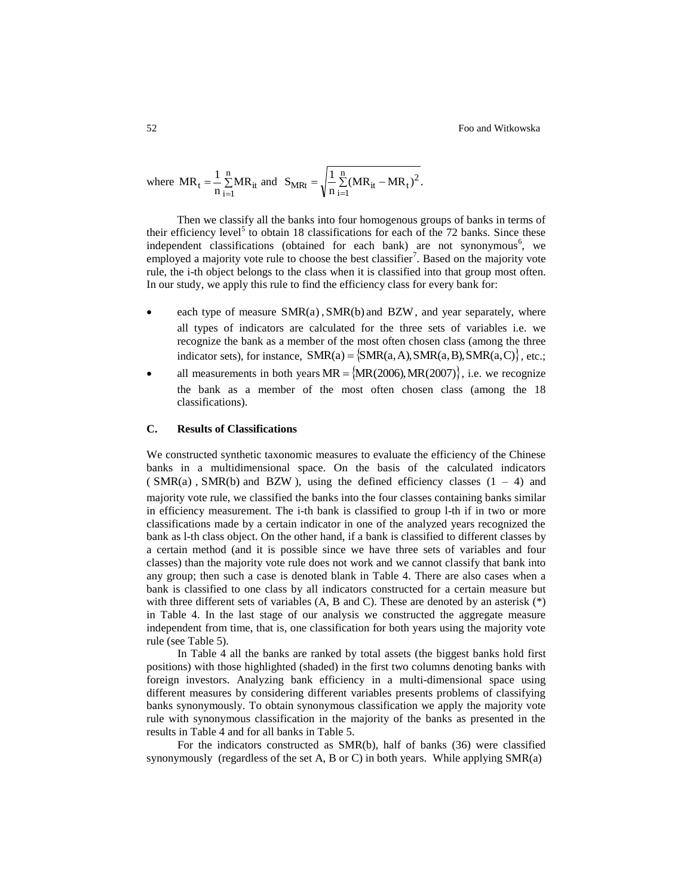where $MR_t = \frac{1}{n}\sum_{i=1}^{n} MR_{it}$ and $S_{MRt} = \sqrt{\frac{1}{n}\sum_{i=1}^{n}(MR_{it} - MR_t)^2}$.

Then we classify all the banks into four homogenous groups of banks in terms of their efficiency level[5] to obtain 18 classifications for each of the 72 banks. Since these independent classifications (obtained for each bank) are not synonymous[6], we employed a majority vote rule to choose the best classifier[7]. Based on the majority vote rule, the i-th object belongs to the class when it is classified into that group most often. In our study, we apply this rule to find the efficiency class for every bank for:

- each type of measure $SMR(a)$, $SMR(b)$ and $BZW$, and year separately, where all types of indicators are calculated for the three sets of variables i.e. we recognize the bank as a member of the most often chosen class (among the three indicator sets), for instance, $SMR(a) = \{SMR(a,A), SMR(a,B), SMR(a,C)\}$, etc.;
- all measurements in both years $MR = \{MR(2006), MR(2007)\}$, i.e. we recognize the bank as a member of the most often chosen class (among the 18 classifications).

### C. Results of Classifications

We constructed synthetic taxonomic measures to evaluate the efficiency of the Chinese banks in a multidimensional space. On the basis of the calculated indicators ($SMR(a)$, $SMR(b)$ and $BZW$), using the defined efficiency classes (1 – 4) and majority vote rule, we classified the banks into the four classes containing banks similar in efficiency measurement. The i-th bank is classified to group l-th if in two or more classifications made by a certain indicator in one of the analyzed years recognized the bank as l-th class object. On the other hand, if a bank is classified to different classes by a certain method (and it is possible since we have three sets of variables and four classes) than the majority vote rule does not work and we cannot classify that bank into any group; then such a case is denoted blank in Table 4. There are also cases when a bank is classified to one class by all indicators constructed for a certain measure but with three different sets of variables (A, B and C). These are denoted by an asterisk (*) in Table 4. In the last stage of our analysis we constructed the aggregate measure independent from time, that is, one classification for both years using the majority vote rule (see Table 5).

In Table 4 all the banks are ranked by total assets (the biggest banks hold first positions) with those highlighted (shaded) in the first two columns denoting banks with foreign investors. Analyzing bank efficiency in a multi-dimensional space using different measures by considering different variables presents problems of classifying banks synonymously. To obtain synonymous classification we apply the majority vote rule with synonymous classification in the majority of the banks as presented in the results in Table 4 and for all banks in Table 5.

For the indicators constructed as $SMR(b)$, half of banks (36) were classified synonymously (regardless of the set A, B or C) in both years. While applying $SMR(a)$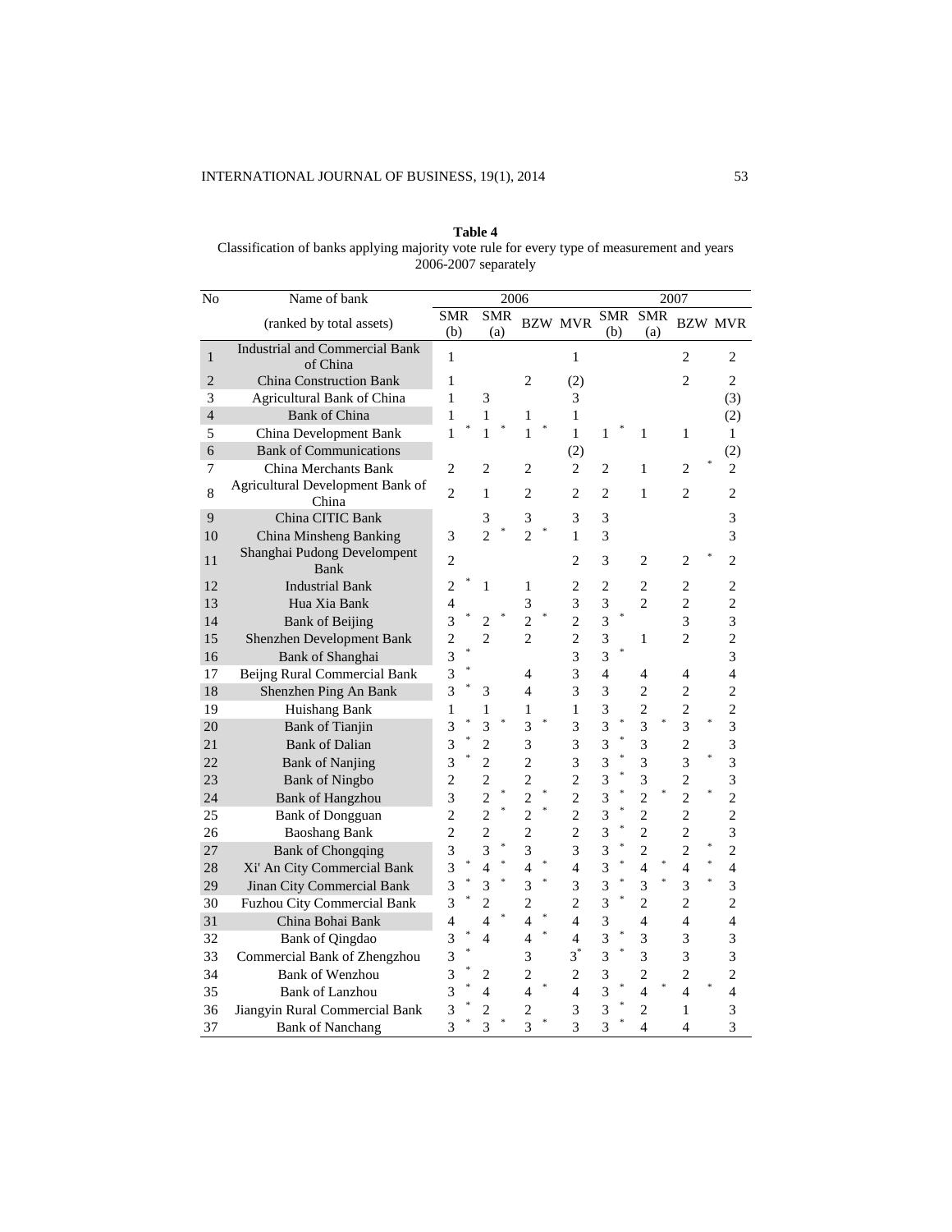**Table 4**
Classification of banks applying majority vote rule for every type of measurement and years 2006-2007 separately

| No | Name of bank (ranked by total assets) | 2006 SMR (b) | 2006 SMR (a) | 2006 BZW | 2006 MVR | 2007 SMR (b) | 2007 SMR (a) | 2007 BZW | 2007 MVR |
|---|---|---|---|---|---|---|---|---|---|
| 1 | Industrial and Commercial Bank of China | 1 | | | 1 | | | 2 | 2 |
| 2 | China Construction Bank | 1 | | 2 | (2) | | | 2 | 2 |
| 3 | Agricultural Bank of China | 1 | 3 | | 3 | | | | (3) |
| 4 | Bank of China | 1 | 1 | 1 | 1 | | | | (2) |
| 5 | China Development Bank | 1 * | 1 * | 1 * | 1 | 1 * | 1 | 1 | 1 |
| 6 | Bank of Communications | | | | (2) | | | | (2) |
| 7 | China Merchants Bank | 2 | 2 | 2 | 2 | 2 | 1 | 2 * | 2 |
| 8 | Agricultural Development Bank of China | 2 | 1 | 2 | 2 | 2 | 1 | 2 | 2 |
| 9 | China CITIC Bank | | 3 | 3 | 3 | 3 | | | 3 |
| 10 | China Minsheng Banking | 3 | 2 * | 2 * | 1 | 3 | | | 3 |
| 11 | Shanghai Pudong Develompent Bank | 2 | | | 2 | 3 | 2 | 2 * | 2 |
| 12 | Industrial Bank | 2 * | 1 | 1 | 2 | 2 | 2 | 2 | 2 |
| 13 | Hua Xia Bank | 4 | | 3 | 3 | 3 | 2 | 2 | 2 |
| 14 | Bank of Beijing | 3 * | 2 * | 2 * | 2 | 3 * | | 3 | 3 |
| 15 | Shenzhen Development Bank | 2 | 2 | 2 | 2 | 3 | 1 | 2 | 2 |
| 16 | Bank of Shanghai | 3 * | | | 3 | 3 * | | | 3 |
| 17 | Beijng Rural Commercial Bank | 3 * | | 4 | 3 | 4 | 4 | 4 | 4 |
| 18 | Shenzhen Ping An Bank | 3 * | 3 | 4 | 3 | 3 | 2 | 2 | 2 |
| 19 | Huishang Bank | 1 | 1 | 1 | 1 | 3 | 2 | 2 | 2 |
| 20 | Bank of Tianjin | 3 * | 3 * | 3 * | 3 | 3 * | 3 * | 3 * | 3 |
| 21 | Bank of Dalian | 3 * | 2 | 3 | 3 | 3 * | 3 | 2 | 3 |
| 22 | Bank of Nanjing | 3 * | 2 | 2 | 3 | 3 * | 3 | 3 * | 3 |
| 23 | Bank of Ningbo | 2 | 2 | 2 | 2 | 3 * | 3 | 2 | 3 |
| 24 | Bank of Hangzhou | 3 | 2 * | 2 * | 2 | 3 * | 2 * | 2 * | 2 |
| 25 | Bank of Dongguan | 2 | 2 * | 2 * | 2 | 3 * | 2 | 2 | 2 |
| 26 | Baoshang Bank | 2 | 2 | 2 | 2 | 3 * | 2 | 2 | 3 |
| 27 | Bank of Chongqing | 3 | 3 * | 3 | 3 | 3 * | 2 | 2 * | 2 |
| 28 | Xi' An City Commercial Bank | 3 * | 4 * | 4 * | 4 | 3 * | 4 * | 4 * | 4 |
| 29 | Jinan City Commercial Bank | 3 * | 3 * | 3 * | 3 | 3 * | 3 * | 3 * | 3 |
| 30 | Fuzhou City Commercial Bank | 3 * | 2 | 2 | 2 | 3 * | 2 | 2 | 2 |
| 31 | China Bohai Bank | 4 | 4 * | 4 * | 4 | 3 | 4 | 4 | 4 |
| 32 | Bank of Qingdao | 3 * | 4 | 4 * | 4 | 3 * | 3 | 3 | 3 |
| 33 | Commercial Bank of Zhengzhou | 3 * | | 3 | 3* | 3 * | 3 | 3 | 3 |
| 34 | Bank of Wenzhou | 3 * | 2 | 2 | 2 | 3 | 2 | 2 | 2 |
| 35 | Bank of Lanzhou | 3 * | 4 | 4 * | 4 | 3 * | 4 * | 4 * | 4 |
| 36 | Jiangyin Rural Commercial Bank | 3 * | 2 | 2 | 3 | 3 * | 2 | 1 | 3 |
| 37 | Bank of Nanchang | 3 * | 3 * | 3 * | 3 | 3 * | 4 | 4 | 3 |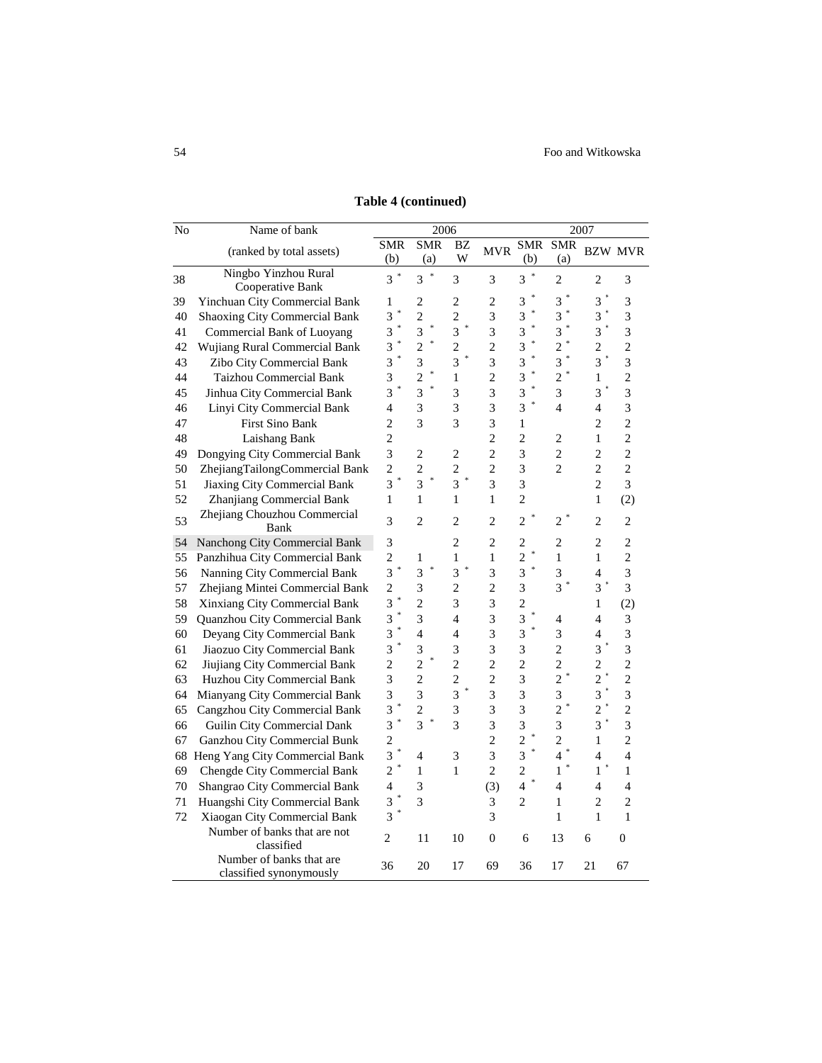**Table 4 (continued)**

| No | Name of bank | 2006 | | | | 2007 | | | |
|---|---|---|---|---|---|---|---|---|---|
| | (ranked by total assets) | SMR (b) | SMR (a) | BZW | MVR | SMR (b) | SMR (a) | BZW | MVR |
| 38 | Ningbo Yinzhou Rural Cooperative Bank | 3 * | 3 * | 3 | 3 | 3 * | 2 | 2 | 3 |
| 39 | Yinchuan City Commercial Bank | 1 | 2 | 2 | 2 | 3 * | 3 * | 3 * | 3 |
| 40 | Shaoxing City Commercial Bank | 3 * | 2 | 2 | 3 | 3 * | 3 * | 3 * | 3 |
| 41 | Commercial Bank of Luoyang | 3 * | 3 * | 3 * | 3 | 3 * | 3 * | 3 * | 3 |
| 42 | Wujiang Rural Commercial Bank | 3 * | 2 * | 2 | 2 | 3 * | 2 * | 2 | 2 |
| 43 | Zibo City Commercial Bank | 3 * | 3 | 3 * | 3 | 3 * | 3 * | 3 * | 3 |
| 44 | Taizhou Commercial Bank | 3 | 2 * | 1 | 2 | 3 * | 2 * | 1 | 2 |
| 45 | Jinhua City Commercial Bank | 3 * | 3 * | 3 | 3 | 3 * | 3 | 3 * | 3 |
| 46 | Linyi City Commercial Bank | 4 | 3 | 3 | 3 | 3 * | 4 | 4 | 3 |
| 47 | First Sino Bank | 2 | 3 | 3 | 3 | 1 | | 2 | 2 |
| 48 | Laishang Bank | 2 | | | 2 | 2 | 2 | 1 | 2 |
| 49 | Dongying City Commercial Bank | 3 | 2 | 2 | 2 | 3 | 2 | 2 | 2 |
| 50 | ZhejiangTailongCommercial Bank | 2 | 2 | 2 | 2 | 3 | 2 | 2 | 2 |
| 51 | Jiaxing City Commercial Bank | 3 * | 3 * | 3 * | 3 | 3 | | 2 | 3 |
| 52 | Zhanjiang Commercial Bank | 1 | 1 | 1 | 1 | 2 | | 1 | (2) |
| 53 | Zhejiang Chouzhou Commercial Bank | 3 | 2 | 2 | 2 | 2 * | 2 * | 2 | 2 |
| 54 | Nanchong City Commercial Bank | 3 | | 2 | 2 | 2 | 2 | 2 | 2 |
| 55 | Panzhihua City Commercial Bank | 2 | 1 | 1 | 1 | 2 * | 1 | 1 | 2 |
| 56 | Nanning City Commercial Bank | 3 * | 3 * | 3 * | 3 | 3 * | 3 | 4 | 3 |
| 57 | Zhejiang Mintei Commercial Bank | 2 | 3 | 2 | 2 | 3 | 3 * | 3 * | 3 |
| 58 | Xinxiang City Commercial Bank | 3 * | 2 | 3 | 3 | 2 | | 1 | (2) |
| 59 | Quanzhou City Commercial Bank | 3 * | 3 | 4 | 3 | 3 * | 4 | 4 | 3 |
| 60 | Deyang City Commercial Bank | 3 * | 4 | 4 | 3 | 3 * | 3 | 4 | 3 |
| 61 | Jiaozuo City Commercial Bank | 3 * | 3 | 3 | 3 | 3 | 2 | 3 * | 3 |
| 62 | Jiujiang City Commercial Bank | 2 | 2 * | 2 | 2 | 2 | 2 | 2 | 2 |
| 63 | Huzhou City Commercial Bank | 3 | 2 | 2 | 2 | 3 | 2 * | 2 * | 2 |
| 64 | Mianyang City Commercial Bank | 3 | 3 | 3 * | 3 | 3 | 3 | 3 * | 3 |
| 65 | Cangzhou City Commercial Bank | 3 * | 2 | 3 | 3 | 3 | 2 * | 2 * | 2 |
| 66 | Guilin City Commercial Dank | 3 * | 3 * | 3 | 3 | 3 | 3 | 3 * | 3 |
| 67 | Ganzhou City Commercial Bunk | 2 | | | 2 | 2 * | 2 | 1 | 2 |
| 68 | Heng Yang City Commercial Bank | 3 * | 4 | 3 | 3 | 3 * | 4 * | 4 | 4 |
| 69 | Chengde City Commercial Bank | 2 * | 1 | 1 | 2 | 2 | 1 * | 1 * | 1 |
| 70 | Shangrao City Commercial Bank | 4 | 3 | | (3) | 4 * | 4 | 4 | 4 |
| 71 | Huangshi City Commercial Bank | 3 * | 3 | | 3 | 2 | 1 | 2 | 2 |
| 72 | Xiaogan City Commercial Bank | 3 * | | | 3 | | 1 | 1 | 1 |
| | Number of banks that are not classified | 2 | 11 | 10 | 0 | 6 | 13 | 6 | 0 |
| | Number of banks that are classified synonymously | 36 | 20 | 17 | 69 | 36 | 17 | 21 | 67 |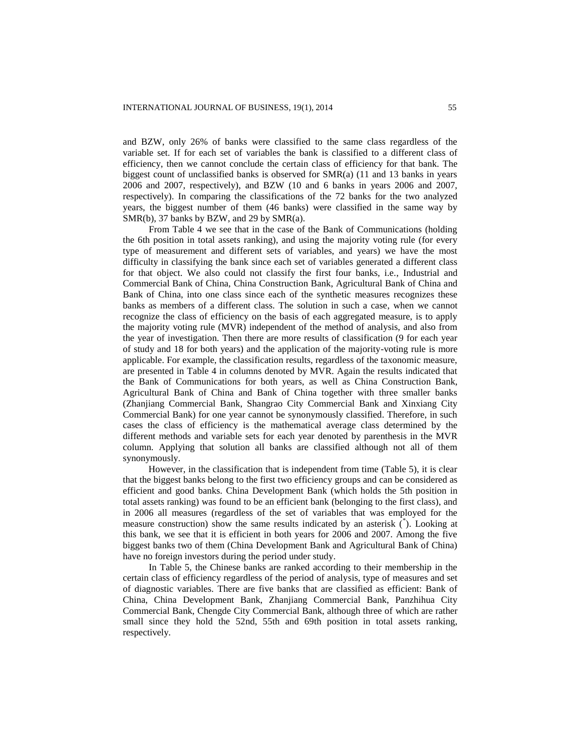and BZW, only 26% of banks were classified to the same class regardless of the variable set. If for each set of variables the bank is classified to a different class of efficiency, then we cannot conclude the certain class of efficiency for that bank. The biggest count of unclassified banks is observed for SMR(a) (11 and 13 banks in years 2006 and 2007, respectively), and BZW (10 and 6 banks in years 2006 and 2007, respectively). In comparing the classifications of the 72 banks for the two analyzed years, the biggest number of them (46 banks) were classified in the same way by SMR(b), 37 banks by BZW, and 29 by SMR(a).

From Table 4 we see that in the case of the Bank of Communications (holding the 6th position in total assets ranking), and using the majority voting rule (for every type of measurement and different sets of variables, and years) we have the most difficulty in classifying the bank since each set of variables generated a different class for that object. We also could not classify the first four banks, i.e., Industrial and Commercial Bank of China, China Construction Bank, Agricultural Bank of China and Bank of China, into one class since each of the synthetic measures recognizes these banks as members of a different class. The solution in such a case, when we cannot recognize the class of efficiency on the basis of each aggregated measure, is to apply the majority voting rule (MVR) independent of the method of analysis, and also from the year of investigation. Then there are more results of classification (9 for each year of study and 18 for both years) and the application of the majority-voting rule is more applicable. For example, the classification results, regardless of the taxonomic measure, are presented in Table 4 in columns denoted by MVR. Again the results indicated that the Bank of Communications for both years, as well as China Construction Bank, Agricultural Bank of China and Bank of China together with three smaller banks (Zhanjiang Commercial Bank, Shangrao City Commercial Bank and Xinxiang City Commercial Bank) for one year cannot be synonymously classified. Therefore, in such cases the class of efficiency is the mathematical average class determined by the different methods and variable sets for each year denoted by parenthesis in the MVR column. Applying that solution all banks are classified although not all of them synonymously.

However, in the classification that is independent from time (Table 5), it is clear that the biggest banks belong to the first two efficiency groups and can be considered as efficient and good banks. China Development Bank (which holds the 5th position in total assets ranking) was found to be an efficient bank (belonging to the first class), and in 2006 all measures (regardless of the set of variables that was employed for the measure construction) show the same results indicated by an asterisk (*). Looking at this bank, we see that it is efficient in both years for 2006 and 2007. Among the five biggest banks two of them (China Development Bank and Agricultural Bank of China) have no foreign investors during the period under study.

In Table 5, the Chinese banks are ranked according to their membership in the certain class of efficiency regardless of the period of analysis, type of measures and set of diagnostic variables. There are five banks that are classified as efficient: Bank of China, China Development Bank, Zhanjiang Commercial Bank, Panzhihua City Commercial Bank, Chengde City Commercial Bank, although three of which are rather small since they hold the 52nd, 55th and 69th position in total assets ranking, respectively.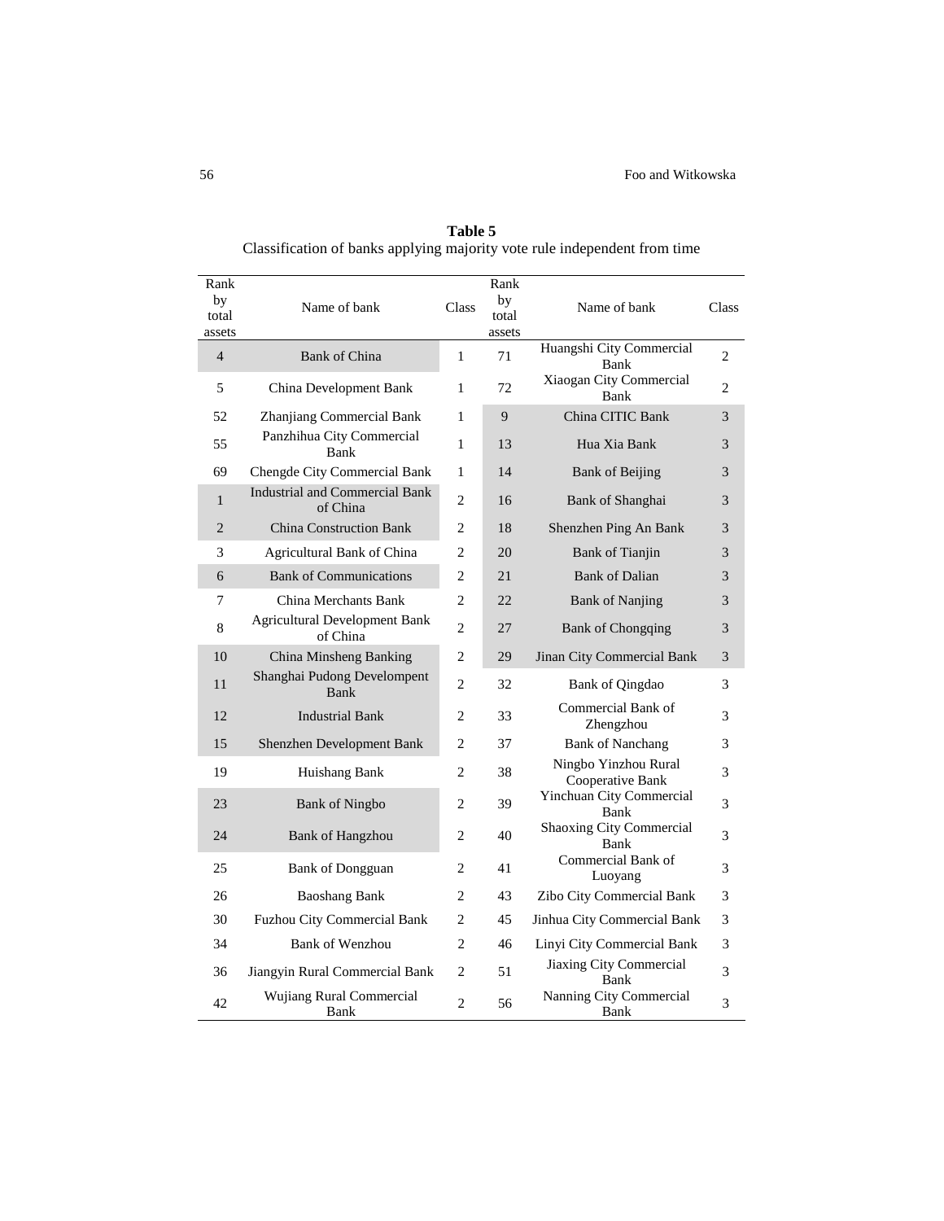**Table 5**
Classification of banks applying majority vote rule independent from time

| Rank by total assets | Name of bank | Class | Rank by total assets | Name of bank | Class |
|---|---|---|---|---|---|
| 4 | Bank of China | 1 | 71 | Huangshi City Commercial Bank | 2 |
| 5 | China Development Bank | 1 | 72 | Xiaogan City Commercial Bank | 2 |
| 52 | Zhanjiang Commercial Bank | 1 | 9 | China CITIC Bank | 3 |
| 55 | Panzhihua City Commercial Bank | 1 | 13 | Hua Xia Bank | 3 |
| 69 | Chengde City Commercial Bank | 1 | 14 | Bank of Beijing | 3 |
| 1 | Industrial and Commercial Bank of China | 2 | 16 | Bank of Shanghai | 3 |
| 2 | China Construction Bank | 2 | 18 | Shenzhen Ping An Bank | 3 |
| 3 | Agricultural Bank of China | 2 | 20 | Bank of Tianjin | 3 |
| 6 | Bank of Communications | 2 | 21 | Bank of Dalian | 3 |
| 7 | China Merchants Bank | 2 | 22 | Bank of Nanjing | 3 |
| 8 | Agricultural Development Bank of China | 2 | 27 | Bank of Chongqing | 3 |
| 10 | China Minsheng Banking | 2 | 29 | Jinan City Commercial Bank | 3 |
| 11 | Shanghai Pudong Develompent Bank | 2 | 32 | Bank of Qingdao | 3 |
| 12 | Industrial Bank | 2 | 33 | Commercial Bank of Zhengzhou | 3 |
| 15 | Shenzhen Development Bank | 2 | 37 | Bank of Nanchang | 3 |
| 19 | Huishang Bank | 2 | 38 | Ningbo Yinzhou Rural Cooperative Bank | 3 |
| 23 | Bank of Ningbo | 2 | 39 | Yinchuan City Commercial Bank | 3 |
| 24 | Bank of Hangzhou | 2 | 40 | Shaoxing City Commercial Bank | 3 |
| 25 | Bank of Dongguan | 2 | 41 | Commercial Bank of Luoyang | 3 |
| 26 | Baoshang Bank | 2 | 43 | Zibo City Commercial Bank | 3 |
| 30 | Fuzhou City Commercial Bank | 2 | 45 | Jinhua City Commercial Bank | 3 |
| 34 | Bank of Wenzhou | 2 | 46 | Linyi City Commercial Bank | 3 |
| 36 | Jiangyin Rural Commercial Bank | 2 | 51 | Jiaxing City Commercial Bank | 3 |
| 42 | Wujiang Rural Commercial Bank | 2 | 56 | Nanning City Commercial Bank | 3 |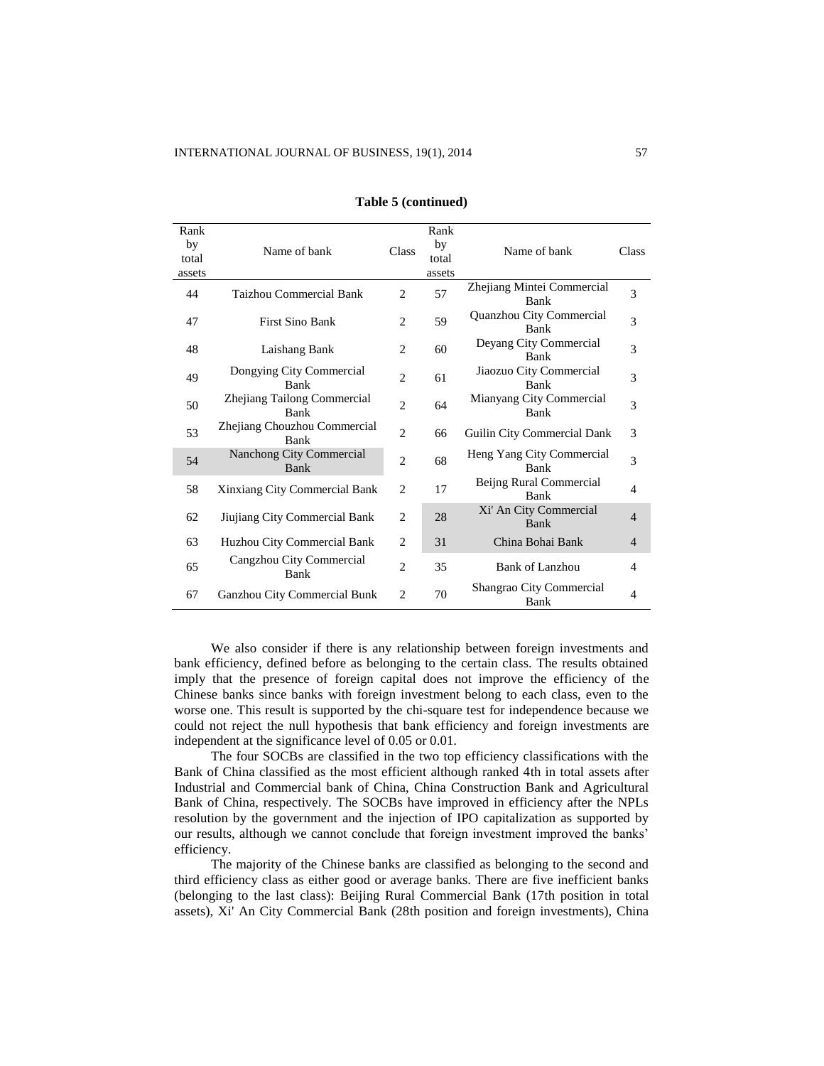**Table 5 (continued)**

| Rank by total assets | Name of bank | Class | Rank by total assets | Name of bank | Class |
|---|---|---|---|---|---|
| 44 | Taizhou Commercial Bank | 2 | 57 | Zhejiang Mintei Commercial Bank | 3 |
| 47 | First Sino Bank | 2 | 59 | Quanzhou City Commercial Bank | 3 |
| 48 | Laishang Bank | 2 | 60 | Deyang City Commercial Bank | 3 |
| 49 | Dongying City Commercial Bank | 2 | 61 | Jiaozuo City Commercial Bank | 3 |
| 50 | Zhejiang Tailong Commercial Bank | 2 | 64 | Mianyang City Commercial Bank | 3 |
| 53 | Zhejiang Chouzhou Commercial Bank | 2 | 66 | Guilin City Commercial Dank | 3 |
| 54 | Nanchong City Commercial Bank | 2 | 68 | Heng Yang City Commercial Bank | 3 |
| 58 | Xinxiang City Commercial Bank | 2 | 17 | Beijng Rural Commercial Bank | 4 |
| 62 | Jiujiang City Commercial Bank | 2 | 28 | Xi' An City Commercial Bank | 4 |
| 63 | Huzhou City Commercial Bank | 2 | 31 | China Bohai Bank | 4 |
| 65 | Cangzhou City Commercial Bank | 2 | 35 | Bank of Lanzhou | 4 |
| 67 | Ganzhou City Commercial Bunk | 2 | 70 | Shangrao City Commercial Bank | 4 |

We also consider if there is any relationship between foreign investments and bank efficiency, defined before as belonging to the certain class. The results obtained imply that the presence of foreign capital does not improve the efficiency of the Chinese banks since banks with foreign investment belong to each class, even to the worse one. This result is supported by the chi-square test for independence because we could not reject the null hypothesis that bank efficiency and foreign investments are independent at the significance level of 0.05 or 0.01.

The four SOCBs are classified in the two top efficiency classifications with the Bank of China classified as the most efficient although ranked 4th in total assets after Industrial and Commercial bank of China, China Construction Bank and Agricultural Bank of China, respectively. The SOCBs have improved in efficiency after the NPLs resolution by the government and the injection of IPO capitalization as supported by our results, although we cannot conclude that foreign investment improved the banks' efficiency.

The majority of the Chinese banks are classified as belonging to the second and third efficiency class as either good or average banks. There are five inefficient banks (belonging to the last class): Beijing Rural Commercial Bank (17th position in total assets), Xi' An City Commercial Bank (28th position and foreign investments), China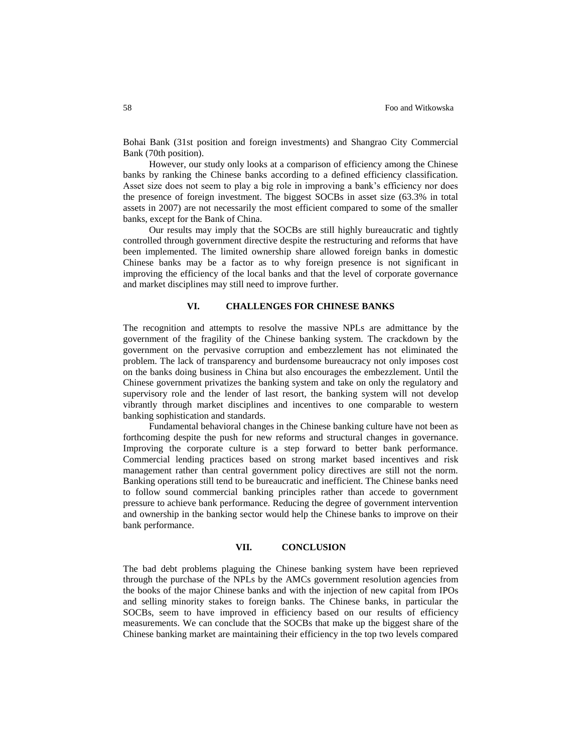Bohai Bank (31st position and foreign investments) and Shangrao City Commercial Bank (70th position).

However, our study only looks at a comparison of efficiency among the Chinese banks by ranking the Chinese banks according to a defined efficiency classification. Asset size does not seem to play a big role in improving a bank's efficiency nor does the presence of foreign investment. The biggest SOCBs in asset size (63.3% in total assets in 2007) are not necessarily the most efficient compared to some of the smaller banks, except for the Bank of China.

Our results may imply that the SOCBs are still highly bureaucratic and tightly controlled through government directive despite the restructuring and reforms that have been implemented. The limited ownership share allowed foreign banks in domestic Chinese banks may be a factor as to why foreign presence is not significant in improving the efficiency of the local banks and that the level of corporate governance and market disciplines may still need to improve further.

## VI. CHALLENGES FOR CHINESE BANKS

The recognition and attempts to resolve the massive NPLs are admittance by the government of the fragility of the Chinese banking system. The crackdown by the government on the pervasive corruption and embezzlement has not eliminated the problem. The lack of transparency and burdensome bureaucracy not only imposes cost on the banks doing business in China but also encourages the embezzlement. Until the Chinese government privatizes the banking system and take on only the regulatory and supervisory role and the lender of last resort, the banking system will not develop vibrantly through market disciplines and incentives to one comparable to western banking sophistication and standards.

Fundamental behavioral changes in the Chinese banking culture have not been as forthcoming despite the push for new reforms and structural changes in governance. Improving the corporate culture is a step forward to better bank performance. Commercial lending practices based on strong market based incentives and risk management rather than central government policy directives are still not the norm. Banking operations still tend to be bureaucratic and inefficient. The Chinese banks need to follow sound commercial banking principles rather than accede to government pressure to achieve bank performance. Reducing the degree of government intervention and ownership in the banking sector would help the Chinese banks to improve on their bank performance.

## VII. CONCLUSION

The bad debt problems plaguing the Chinese banking system have been reprieved through the purchase of the NPLs by the AMCs government resolution agencies from the books of the major Chinese banks and with the injection of new capital from IPOs and selling minority stakes to foreign banks. The Chinese banks, in particular the SOCBs, seem to have improved in efficiency based on our results of efficiency measurements. We can conclude that the SOCBs that make up the biggest share of the Chinese banking market are maintaining their efficiency in the top two levels compared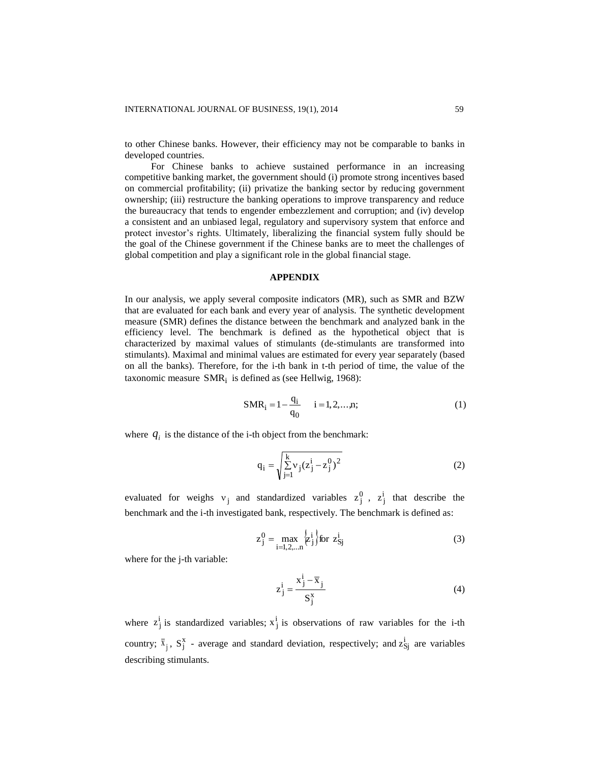to other Chinese banks. However, their efficiency may not be comparable to banks in developed countries.

For Chinese banks to achieve sustained performance in an increasing competitive banking market, the government should (i) promote strong incentives based on commercial profitability; (ii) privatize the banking sector by reducing government ownership; (iii) restructure the banking operations to improve transparency and reduce the bureaucracy that tends to engender embezzlement and corruption; and (iv) develop a consistent and an unbiased legal, regulatory and supervisory system that enforce and protect investor's rights. Ultimately, liberalizing the financial system fully should be the goal of the Chinese government if the Chinese banks are to meet the challenges of global competition and play a significant role in the global financial stage.

## APPENDIX

In our analysis, we apply several composite indicators (MR), such as SMR and BZW that are evaluated for each bank and every year of analysis. The synthetic development measure (SMR) defines the distance between the benchmark and analyzed bank in the efficiency level. The benchmark is defined as the hypothetical object that is characterized by maximal values of stimulants (de-stimulants are transformed into stimulants). Maximal and minimal values are estimated for every year separately (based on all the banks). Therefore, for the i-th bank in t-th period of time, the value of the taxonomic measure $SMR_i$ is defined as (see Hellwig, 1968):

$$SMR_i = 1 - \frac{q_i}{q_0} \quad i = 1, 2, \ldots, n; \tag{1}$$

where $q_i$ is the distance of the i-th object from the benchmark:

$$q_i = \sqrt{\sum_{j=1}^{k} \nu_j (z_j^i - z_j^0)^2} \tag{2}$$

evaluated for weighs $\nu_j$ and standardized variables $z_j^0$, $z_j^i$ that describe the benchmark and the i-th investigated bank, respectively. The benchmark is defined as:

$$z_j^0 = \max_{i=1,2,\ldots n} \left\{ z_j^i \right\} \text{for } z_{Sj}^i \tag{3}$$

where for the j-th variable:

$$z_j^i = \frac{x_j^i - \overline{x}_j}{S_j^x} \tag{4}$$

where $z_j^i$ is standardized variables; $x_j^i$ is observations of raw variables for the i-th country; $\overline{x}_j$, $S_j^x$ - average and standard deviation, respectively; and $z_{Sj}^i$ are variables describing stimulants.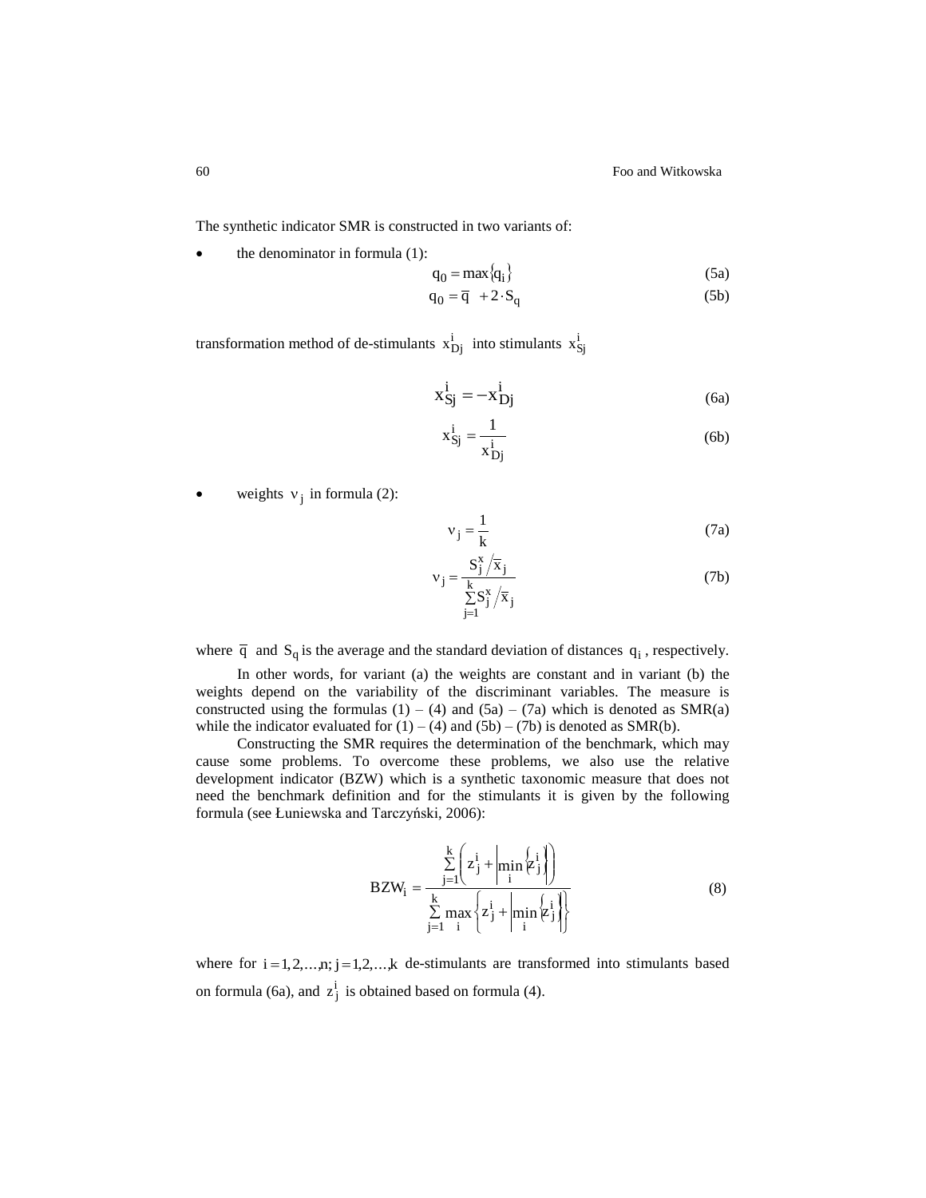The synthetic indicator SMR is constructed in two variants of:

- the denominator in formula (1):

$$q_0 = \max\{q_i\} \tag{5a}$$

$$q_0 = \overline{q} + 2 \cdot S_q \tag{5b}$$

transformation method of de-stimulants $x_{Dj}^i$ into stimulants $x_{Sj}^i$

$$x_{Sj}^i = -x_{Dj}^i \tag{6a}$$

$$x_{Sj}^i = \frac{1}{x_{Dj}^i} \tag{6b}$$

- weights $\nu_j$ in formula (2):

$$\nu_j = \frac{1}{k} \tag{7a}$$

$$\nu_j = \frac{S_j^x / \overline{x}_j}{\sum_{j=1}^{k} S_j^x / \overline{x}_j} \tag{7b}$$

where $\overline{q}$ and $S_q$ is the average and the standard deviation of distances $q_i$, respectively.

In other words, for variant (a) the weights are constant and in variant (b) the weights depend on the variability of the discriminant variables. The measure is constructed using the formulas (1) – (4) and (5a) – (7a) which is denoted as SMR(a) while the indicator evaluated for (1) – (4) and (5b) – (7b) is denoted as SMR(b).

Constructing the SMR requires the determination of the benchmark, which may cause some problems. To overcome these problems, we also use the relative development indicator (BZW) which is a synthetic taxonomic measure that does not need the benchmark definition and for the stimulants it is given by the following formula (see Łuniewska and Tarczyński, 2006):

$$BZW_i = \frac{\sum_{j=1}^{k} \left( z_j^i + \left| \min_i \left\{ z_j^i \right\} \right| \right)}{\sum_{j=1}^{k} \max_i \left\{ z_j^i + \left| \min_i \left\{ z_j^i \right\} \right| \right\}} \tag{8}$$

where for $i = 1, 2, \ldots, n;\ j = 1, 2, \ldots, k$ de-stimulants are transformed into stimulants based on formula (6a), and $z_j^i$ is obtained based on formula (4).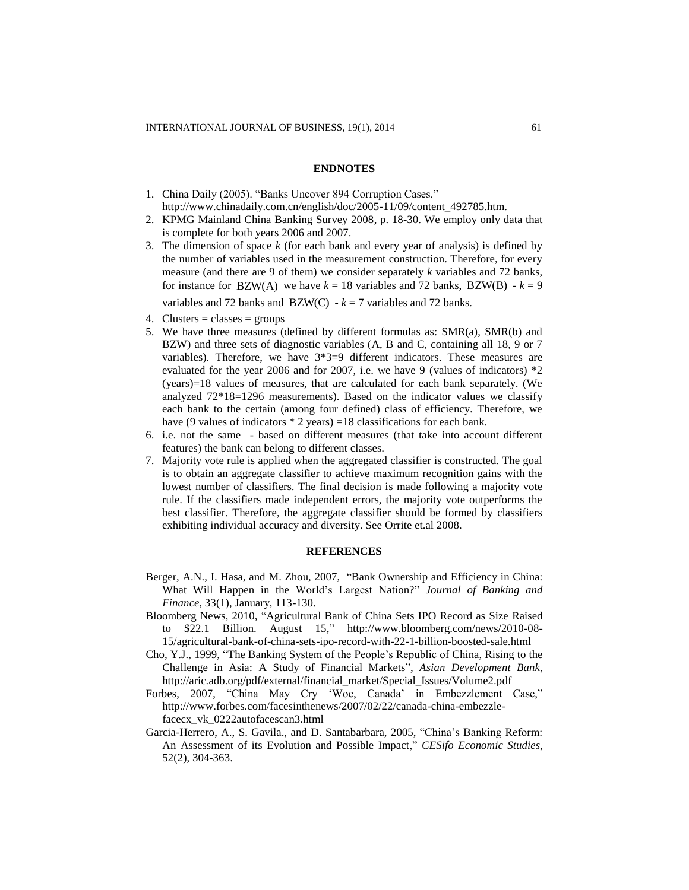## ENDNOTES

1. China Daily (2005). "Banks Uncover 894 Corruption Cases." http://www.chinadaily.com.cn/english/doc/2005-11/09/content_492785.htm.
2. KPMG Mainland China Banking Survey 2008, p. 18-30. We employ only data that is complete for both years 2006 and 2007.
3. The dimension of space $k$ (for each bank and every year of analysis) is defined by the number of variables used in the measurement construction. Therefore, for every measure (and there are 9 of them) we consider separately $k$ variables and 72 banks, for instance for BZW(A) we have $k = 18$ variables and 72 banks, BZW(B) - $k = 9$ variables and 72 banks and BZW(C) - $k = 7$ variables and 72 banks.
4. Clusters = classes = groups
5. We have three measures (defined by different formulas as: SMR(a), SMR(b) and BZW) and three sets of diagnostic variables (A, B and C, containing all 18, 9 or 7 variables). Therefore, we have 3*3=9 different indicators. These measures are evaluated for the year 2006 and for 2007, i.e. we have 9 (values of indicators) *2 (years)=18 values of measures, that are calculated for each bank separately. (We analyzed 72*18=1296 measurements). Based on the indicator values we classify each bank to the certain (among four defined) class of efficiency. Therefore, we have (9 values of indicators * 2 years) =18 classifications for each bank.
6. i.e. not the same - based on different measures (that take into account different features) the bank can belong to different classes.
7. Majority vote rule is applied when the aggregated classifier is constructed. The goal is to obtain an aggregate classifier to achieve maximum recognition gains with the lowest number of classifiers. The final decision is made following a majority vote rule. If the classifiers made independent errors, the majority vote outperforms the best classifier. Therefore, the aggregate classifier should be formed by classifiers exhibiting individual accuracy and diversity. See Orrite et.al 2008.

## REFERENCES

Berger, A.N., I. Hasa, and M. Zhou, 2007, "Bank Ownership and Efficiency in China: What Will Happen in the World's Largest Nation?" *Journal of Banking and Finance*, 33(1), January, 113-130.

Bloomberg News, 2010, "Agricultural Bank of China Sets IPO Record as Size Raised to $22.1 Billion. August 15," http://www.bloomberg.com/news/2010-08-15/agricultural-bank-of-china-sets-ipo-record-with-22-1-billion-boosted-sale.html

Cho, Y.J., 1999, "The Banking System of the People's Republic of China, Rising to the Challenge in Asia: A Study of Financial Markets", *Asian Development Bank*, http://aric.adb.org/pdf/external/financial_market/Special_Issues/Volume2.pdf

Forbes, 2007, "China May Cry 'Woe, Canada' in Embezzlement Case," http://www.forbes.com/facesinthenews/2007/02/22/canada-china-embezzle-facecx_vk_0222autofacescan3.html

Garcia-Herrero, A., S. Gavila., and D. Santabarbara, 2005, "China's Banking Reform: An Assessment of its Evolution and Possible Impact," *CESifo Economic Studies*, 52(2), 304-363.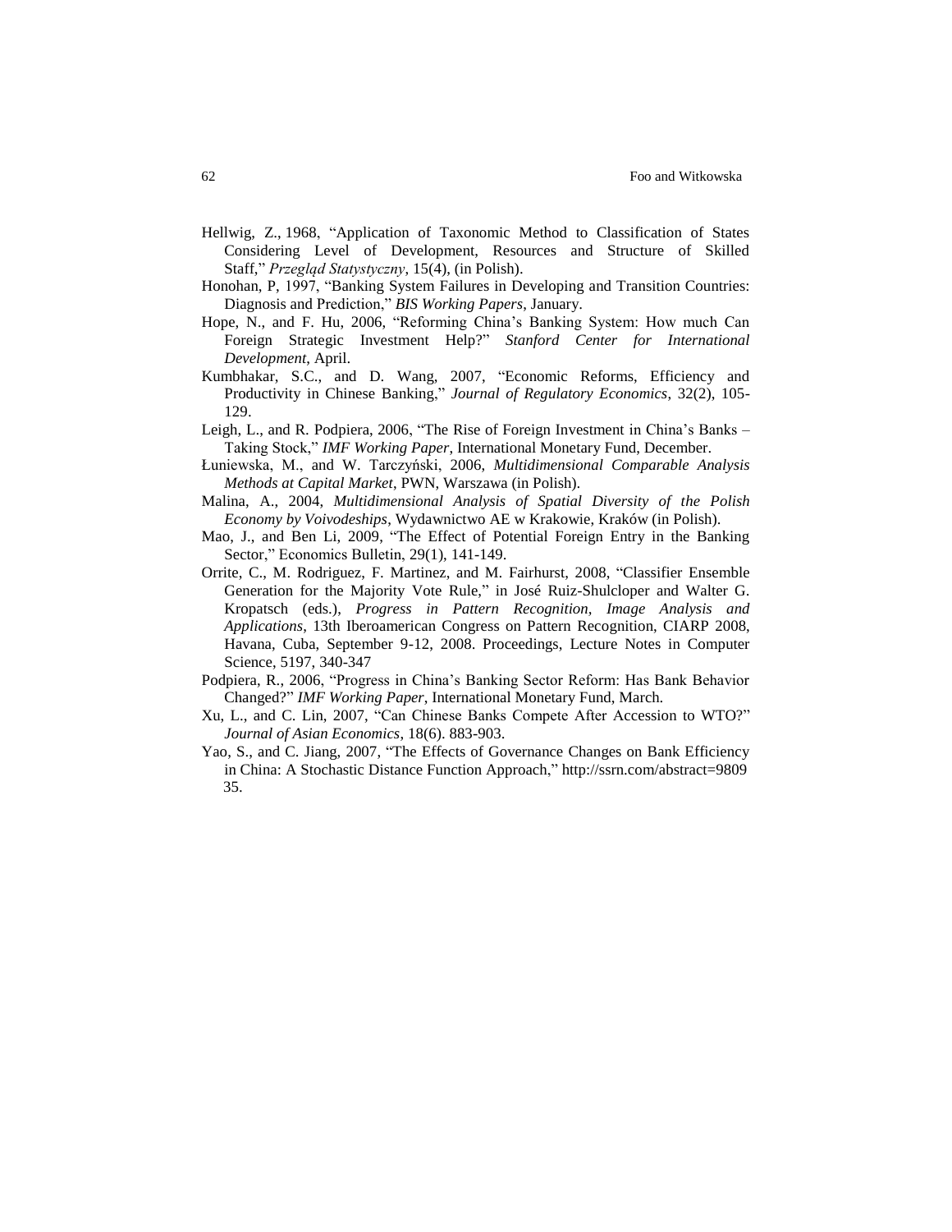Hellwig, Z., 1968, "Application of Taxonomic Method to Classification of States Considering Level of Development, Resources and Structure of Skilled Staff," *Przegląd Statystyczny*, 15(4), (in Polish).

Honohan, P, 1997, "Banking System Failures in Developing and Transition Countries: Diagnosis and Prediction," *BIS Working Papers*, January.

Hope, N., and F. Hu, 2006, "Reforming China's Banking System: How much Can Foreign Strategic Investment Help?" *Stanford Center for International Development*, April.

Kumbhakar, S.C., and D. Wang, 2007, "Economic Reforms, Efficiency and Productivity in Chinese Banking," *Journal of Regulatory Economics*, 32(2), 105-129.

Leigh, L., and R. Podpiera, 2006, "The Rise of Foreign Investment in China's Banks – Taking Stock," *IMF Working Paper*, International Monetary Fund, December.

Łuniewska, M., and W. Tarczyński, 2006, *Multidimensional Comparable Analysis Methods at Capital Market*, PWN, Warszawa (in Polish).

Malina, A., 2004, *Multidimensional Analysis of Spatial Diversity of the Polish Economy by Voivodeships*, Wydawnictwo AE w Krakowie, Kraków (in Polish).

Mao, J., and Ben Li, 2009, "The Effect of Potential Foreign Entry in the Banking Sector," Economics Bulletin, 29(1), 141-149.

Orrite, C., M. Rodriguez, F. Martinez, and M. Fairhurst, 2008, "Classifier Ensemble Generation for the Majority Vote Rule," in José Ruiz-Shulcloper and Walter G. Kropatsch (eds.), *Progress in Pattern Recognition, Image Analysis and Applications*, 13th Iberoamerican Congress on Pattern Recognition, CIARP 2008, Havana, Cuba, September 9-12, 2008. Proceedings, Lecture Notes in Computer Science, 5197, 340-347

Podpiera, R., 2006, "Progress in China's Banking Sector Reform: Has Bank Behavior Changed?" *IMF Working Paper*, International Monetary Fund, March.

Xu, L., and C. Lin, 2007, "Can Chinese Banks Compete After Accession to WTO?" *Journal of Asian Economics*, 18(6). 883-903.

Yao, S., and C. Jiang, 2007, "The Effects of Governance Changes on Bank Efficiency in China: A Stochastic Distance Function Approach," http://ssrn.com/abstract=980935.